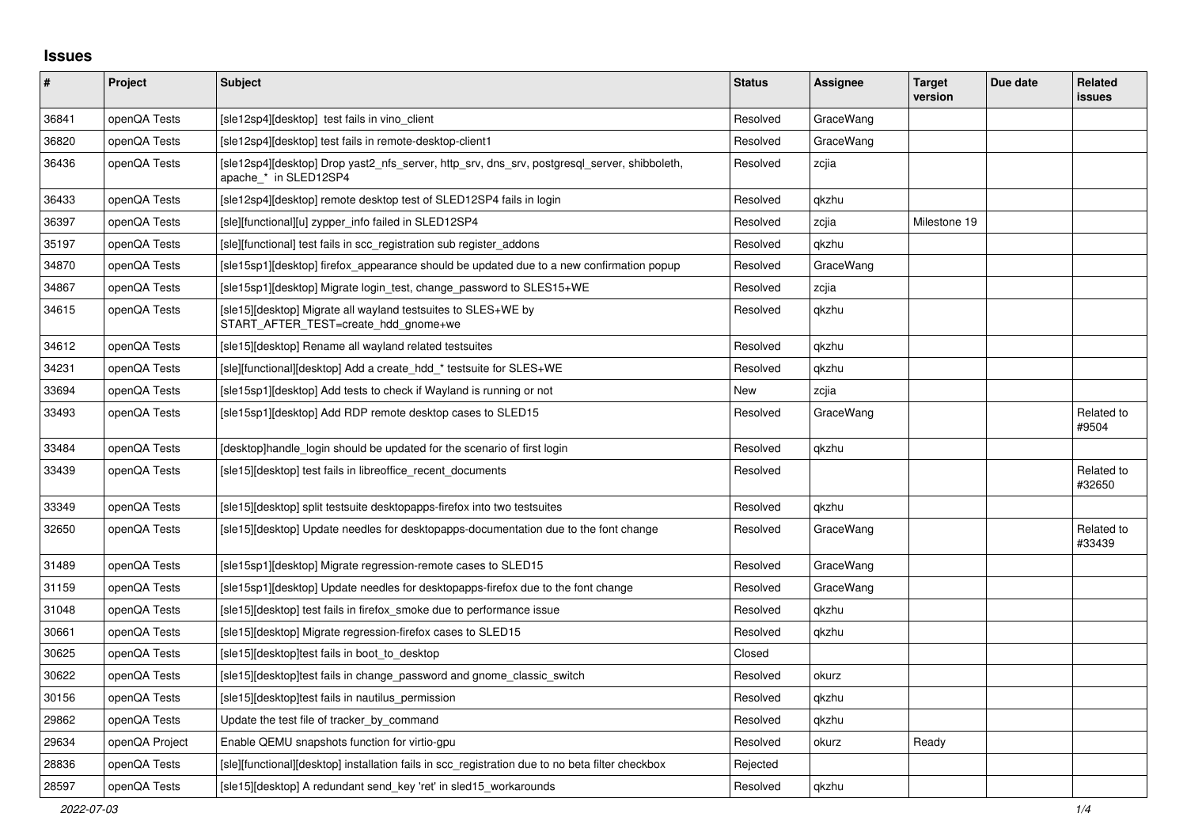## Issues

| # | Project | Subject | Status | Assignee | Target version | Due date | Related issues |
|---|---|---|---|---|---|---|---|
| 36841 | openQA Tests | [sle12sp4][desktop]  test fails in vino_client | Resolved | GraceWang | | | |
| 36820 | openQA Tests | [sle12sp4][desktop] test fails in remote-desktop-client1 | Resolved | GraceWang | | | |
| 36436 | openQA Tests | [sle12sp4][desktop] Drop yast2_nfs_server, http_srv, dns_srv, postgresql_server, shibboleth, apache_* in SLED12SP4 | Resolved | zcjia | | | |
| 36433 | openQA Tests | [sle12sp4][desktop] remote desktop test of SLED12SP4 fails in login | Resolved | qkzhu | | | |
| 36397 | openQA Tests | [sle][functional][u] zypper_info failed in SLED12SP4 | Resolved | zcjia | Milestone 19 | | |
| 35197 | openQA Tests | [sle][functional] test fails in scc_registration sub register_addons | Resolved | qkzhu | | | |
| 34870 | openQA Tests | [sle15sp1][desktop] firefox_appearance should be updated due to a new confirmation popup | Resolved | GraceWang | | | |
| 34867 | openQA Tests | [sle15sp1][desktop] Migrate login_test, change_password to SLES15+WE | Resolved | zcjia | | | |
| 34615 | openQA Tests | [sle15][desktop] Migrate all wayland testsuites to SLES+WE by START_AFTER_TEST=create_hdd_gnome+we | Resolved | qkzhu | | | |
| 34612 | openQA Tests | [sle15][desktop] Rename all wayland related testsuites | Resolved | qkzhu | | | |
| 34231 | openQA Tests | [sle][functional][desktop] Add a create_hdd_* testsuite for SLES+WE | Resolved | qkzhu | | | |
| 33694 | openQA Tests | [sle15sp1][desktop] Add tests to check if Wayland is running or not | New | zcjia | | | |
| 33493 | openQA Tests | [sle15sp1][desktop] Add RDP remote desktop cases to SLED15 | Resolved | GraceWang | | | Related to #9504 |
| 33484 | openQA Tests | [desktop]handle_login should be updated for the scenario of first login | Resolved | qkzhu | | | |
| 33439 | openQA Tests | [sle15][desktop] test fails in libreoffice_recent_documents | Resolved | | | | Related to #32650 |
| 33349 | openQA Tests | [sle15][desktop] split testsuite desktopapps-firefox into two testsuites | Resolved | qkzhu | | | |
| 32650 | openQA Tests | [sle15][desktop] Update needles for desktopapps-documentation due to the font change | Resolved | GraceWang | | | Related to #33439 |
| 31489 | openQA Tests | [sle15sp1][desktop] Migrate regression-remote cases to SLED15 | Resolved | GraceWang | | | |
| 31159 | openQA Tests | [sle15sp1][desktop] Update needles for desktopapps-firefox due to the font change | Resolved | GraceWang | | | |
| 31048 | openQA Tests | [sle15][desktop] test fails in firefox_smoke due to performance issue | Resolved | qkzhu | | | |
| 30661 | openQA Tests | [sle15][desktop] Migrate regression-firefox cases to SLED15 | Resolved | qkzhu | | | |
| 30625 | openQA Tests | [sle15][desktop]test fails in boot_to_desktop | Closed | | | | |
| 30622 | openQA Tests | [sle15][desktop]test fails in change_password and gnome_classic_switch | Resolved | okurz | | | |
| 30156 | openQA Tests | [sle15][desktop]test fails in nautilus_permission | Resolved | qkzhu | | | |
| 29862 | openQA Tests | Update the test file of tracker_by_command | Resolved | qkzhu | | | |
| 29634 | openQA Project | Enable QEMU snapshots function for virtio-gpu | Resolved | okurz | Ready | | |
| 28836 | openQA Tests | [sle][functional][desktop] installation fails in scc_registration due to no beta filter checkbox | Rejected | | | | |
| 28597 | openQA Tests | [sle15][desktop] A redundant send_key 'ret' in sled15_workarounds | Resolved | qkzhu | | | |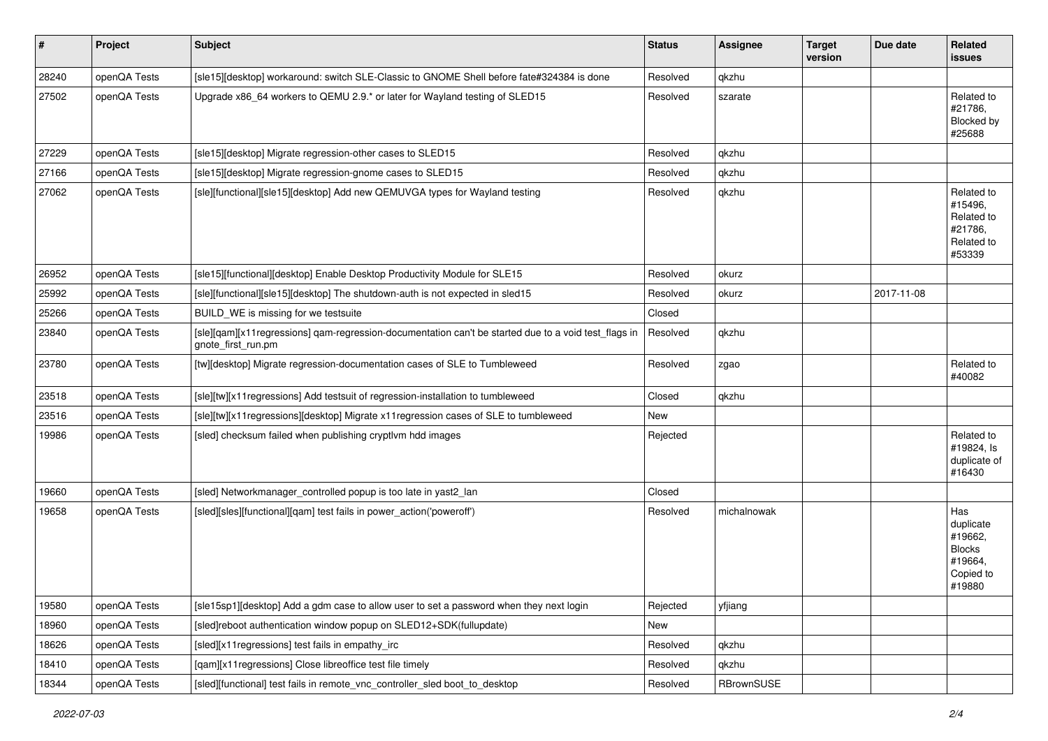| # | Project | Subject | Status | Assignee | Target version | Due date | Related issues |
|---|---|---|---|---|---|---|---|
| 28240 | openQA Tests | [sle15][desktop] workaround: switch SLE-Classic to GNOME Shell before fate#324384 is done | Resolved | qkzhu | | | |
| 27502 | openQA Tests | Upgrade x86_64 workers to QEMU 2.9.* or later for Wayland testing of SLED15 | Resolved | szarate | | | Related to #21786, Blocked by #25688 |
| 27229 | openQA Tests | [sle15][desktop] Migrate regression-other cases to SLED15 | Resolved | qkzhu | | | |
| 27166 | openQA Tests | [sle15][desktop] Migrate regression-gnome cases to SLED15 | Resolved | qkzhu | | | |
| 27062 | openQA Tests | [sle][functional][sle15][desktop] Add new QEMUVGA types for Wayland testing | Resolved | qkzhu | | | Related to #15496, Related to #21786, Related to #53339 |
| 26952 | openQA Tests | [sle15][functional][desktop] Enable Desktop Productivity Module for SLE15 | Resolved | okurz | | | |
| 25992 | openQA Tests | [sle][functional][sle15][desktop] The shutdown-auth is not expected in sled15 | Resolved | okurz | | 2017-11-08 | |
| 25266 | openQA Tests | BUILD_WE is missing for we testsuite | Closed | | | | |
| 23840 | openQA Tests | [sle][qam][x11regressions] qam-regression-documentation can't be started due to a void test_flags in gnote_first_run.pm | Resolved | qkzhu | | | |
| 23780 | openQA Tests | [tw][desktop] Migrate regression-documentation cases of SLE to Tumbleweed | Resolved | zgao | | | Related to #40082 |
| 23518 | openQA Tests | [sle][tw][x11regressions] Add testsuit of regression-installation to tumbleweed | Closed | qkzhu | | | |
| 23516 | openQA Tests | [sle][tw][x11regressions][desktop] Migrate x11regression cases of SLE to tumbleweed | New | | | | |
| 19986 | openQA Tests | [sled] checksum failed when publishing cryptlvm hdd images | Rejected | | | | Related to #19824, Is duplicate of #16430 |
| 19660 | openQA Tests | [sled] Networkmanager_controlled popup is too late in yast2_lan | Closed | | | | |
| 19658 | openQA Tests | [sled][sles][functional][qam] test fails in power_action('poweroff') | Resolved | michalnowak | | | Has duplicate #19662, Blocks #19664, Copied to #19880 |
| 19580 | openQA Tests | [sle15sp1][desktop] Add a gdm case to allow user to set a password when they next login | Rejected | yfjiang | | | |
| 18960 | openQA Tests | [sled]reboot authentication window popup on SLED12+SDK(fullupdate) | New | | | | |
| 18626 | openQA Tests | [sled][x11regressions] test fails in empathy_irc | Resolved | qkzhu | | | |
| 18410 | openQA Tests | [qam][x11regressions] Close libreoffice test file timely | Resolved | qkzhu | | | |
| 18344 | openQA Tests | [sled][functional] test fails in remote_vnc_controller_sled boot_to_desktop | Resolved | RBrownSUSE | | | |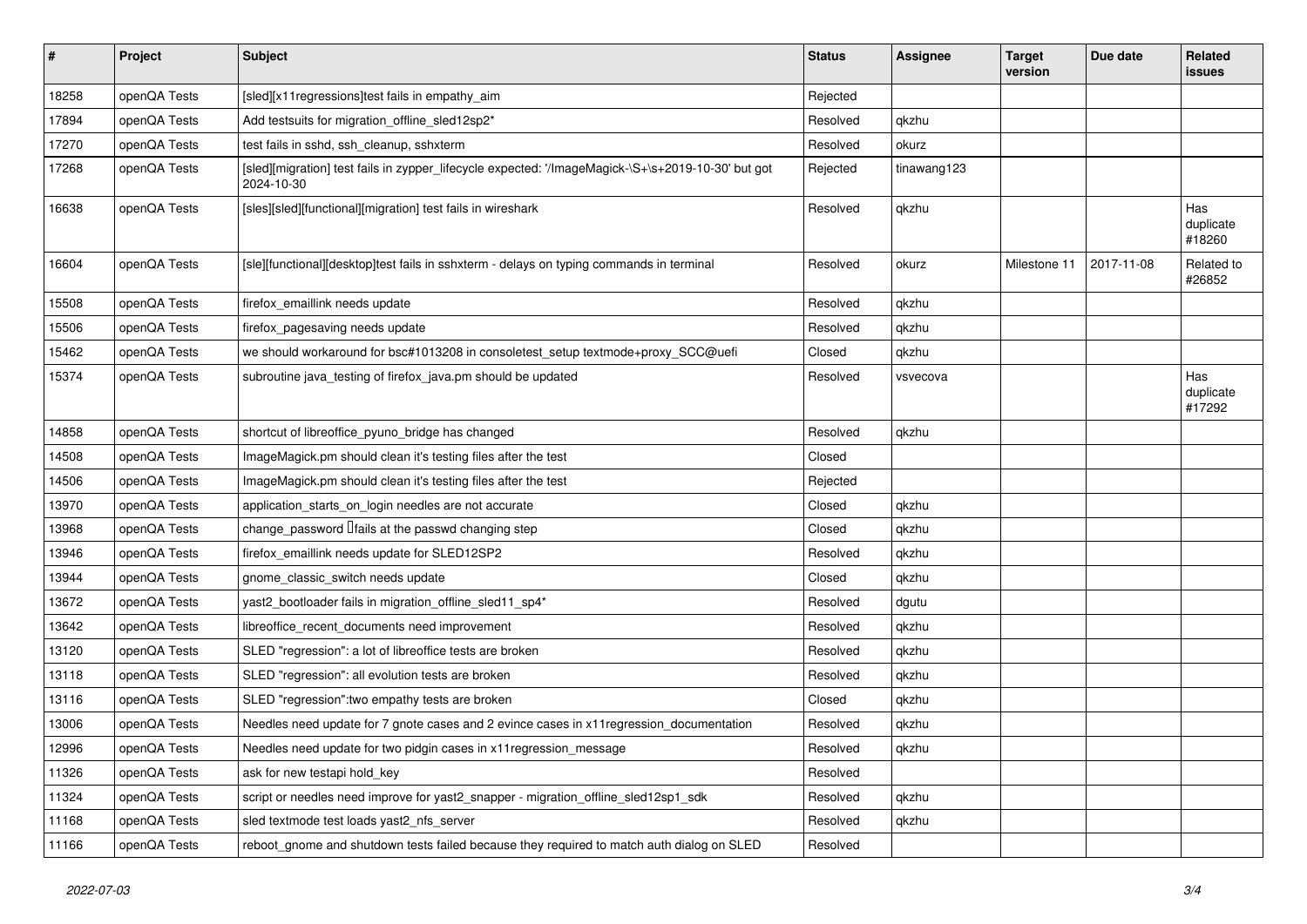| # | Project | Subject | Status | Assignee | Target version | Due date | Related issues |
|---|---|---|---|---|---|---|---|
| 18258 | openQA Tests | [sled][x11regressions]test fails in empathy_aim | Rejected | | | | |
| 17894 | openQA Tests | Add testsuits for migration_offline_sled12sp2* | Resolved | qkzhu | | | |
| 17270 | openQA Tests | test fails in sshd, ssh_cleanup, sshxterm | Resolved | okurz | | | |
| 17268 | openQA Tests | [sled][migration] test fails in zypper_lifecycle expected: '/ImageMagick-\S+\s+2019-10-30' but got 2024-10-30 | Rejected | tinawang123 | | | |
| 16638 | openQA Tests | [sles][sled][functional][migration] test fails in wireshark | Resolved | qkzhu | | | Has duplicate #18260 |
| 16604 | openQA Tests | [sle][functional][desktop]test fails in sshxterm - delays on typing commands in terminal | Resolved | okurz | Milestone 11 | 2017-11-08 | Related to #26852 |
| 15508 | openQA Tests | firefox_emaillink needs update | Resolved | qkzhu | | | |
| 15506 | openQA Tests | firefox_pagesaving needs update | Resolved | qkzhu | | | |
| 15462 | openQA Tests | we should workaround for bsc#1013208 in consoletest_setup textmode+proxy_SCC@uefi | Closed | qkzhu | | | |
| 15374 | openQA Tests | subroutine java_testing of firefox_java.pm should be updated | Resolved | vsvecova | | | Has duplicate #17292 |
| 14858 | openQA Tests | shortcut of libreoffice_pyuno_bridge has changed | Resolved | qkzhu | | | |
| 14508 | openQA Tests | ImageMagick.pm should clean it's testing files after the test | Closed | | | | |
| 14506 | openQA Tests | ImageMagick.pm should clean it's testing files after the test | Rejected | | | | |
| 13970 | openQA Tests | application_starts_on_login needles are not accurate | Closed | qkzhu | | | |
| 13968 | openQA Tests | change_password fails at the passwd changing step | Closed | qkzhu | | | |
| 13946 | openQA Tests | firefox_emaillink needs update for SLED12SP2 | Resolved | qkzhu | | | |
| 13944 | openQA Tests | gnome_classic_switch needs update | Closed | qkzhu | | | |
| 13672 | openQA Tests | yast2_bootloader fails in migration_offline_sled11_sp4* | Resolved | dgutu | | | |
| 13642 | openQA Tests | libreoffice_recent_documents need improvement | Resolved | qkzhu | | | |
| 13120 | openQA Tests | SLED "regression": a lot of libreoffice tests are broken | Resolved | qkzhu | | | |
| 13118 | openQA Tests | SLED "regression": all evolution tests are broken | Resolved | qkzhu | | | |
| 13116 | openQA Tests | SLED "regression":two empathy tests are broken | Closed | qkzhu | | | |
| 13006 | openQA Tests | Needles need update for 7 gnote cases and 2 evince cases in x11regression_documentation | Resolved | qkzhu | | | |
| 12996 | openQA Tests | Needles need update for two pidgin cases in x11regression_message | Resolved | qkzhu | | | |
| 11326 | openQA Tests | ask for new testapi hold_key | Resolved | | | | |
| 11324 | openQA Tests | script or needles need improve for yast2_snapper - migration_offline_sled12sp1_sdk | Resolved | qkzhu | | | |
| 11168 | openQA Tests | sled textmode test loads yast2_nfs_server | Resolved | qkzhu | | | |
| 11166 | openQA Tests | reboot_gnome and shutdown tests failed because they required to match auth dialog on SLED | Resolved | | | | |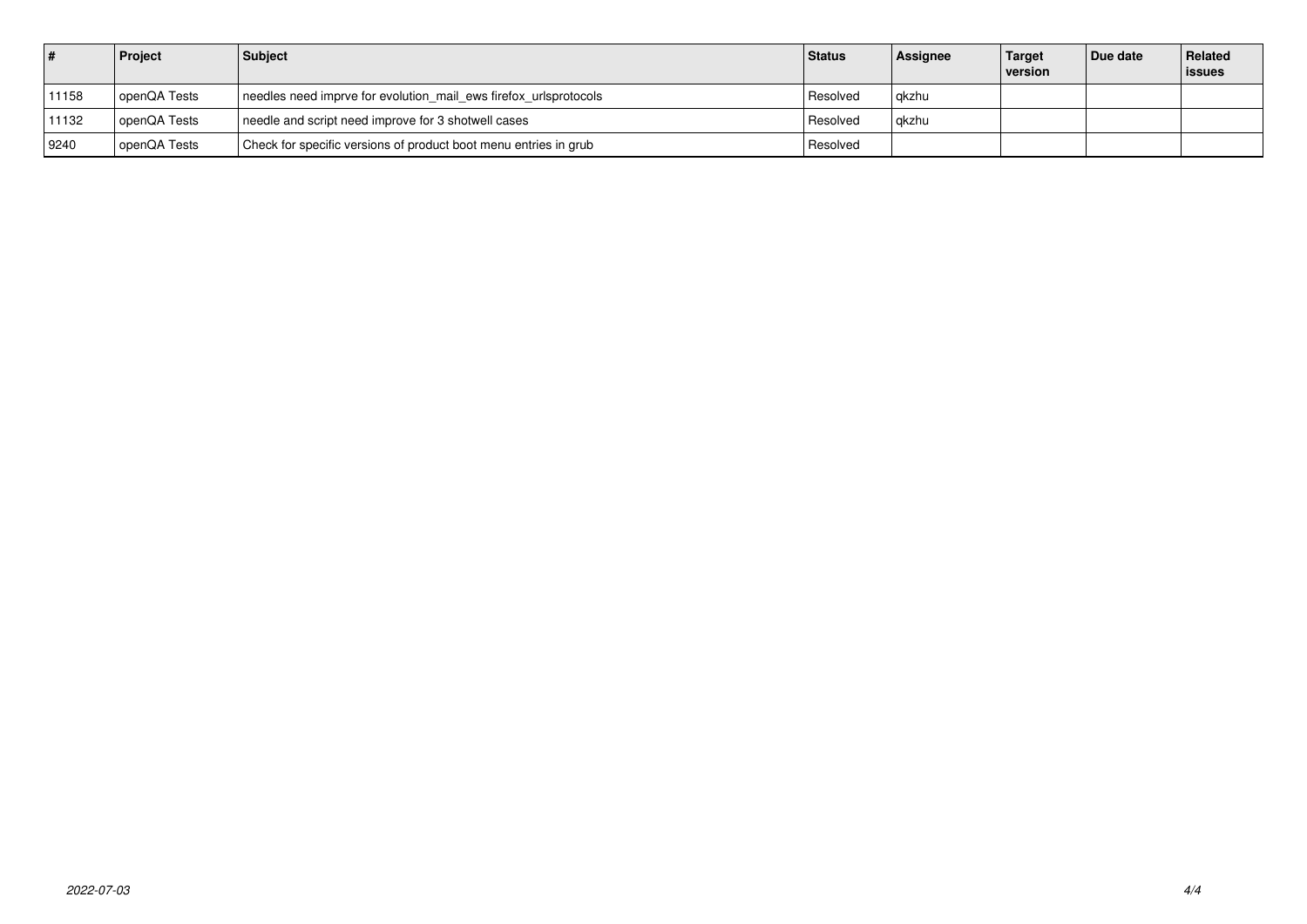| # | Project | Subject | Status | Assignee | Target version | Due date | Related issues |
|---|---|---|---|---|---|---|---|
| 11158 | openQA Tests | needles need imprve for evolution_mail_ews firefox_urlsprotocols | Resolved | qkzhu | | | |
| 11132 | openQA Tests | needle and script need improve for 3 shotwell cases | Resolved | qkzhu | | | |
| 9240 | openQA Tests | Check for specific versions of product boot menu entries in grub | Resolved | | | | |

*2022-07-03*